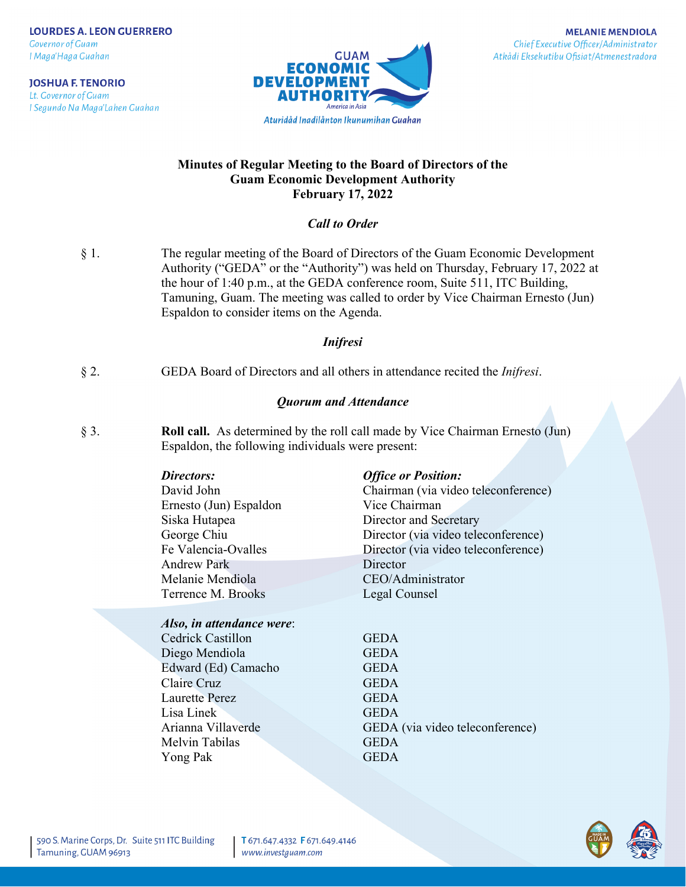LOURDES A. LEON GUERRERO
*Governor of Guam*
*I Maga'Haga Guahan*

JOSHUA F. TENORIO
*Lt. Governor of Guam*
*I Segundo Na Maga'Lahen Guahan*

GUAM ECONOMIC DEVELOPMENT AUTHORITY
*America in Asia*
*Aturidåd Inadilånton Ikunumihan Guahan*

MELANIE MENDIOLA
*Chief Executive Officer/Administrator*
*Atkådi Eksekutibu Ofisiat/Atmenestradora*

**Minutes of Regular Meeting to the Board of Directors of the Guam Economic Development Authority February 17, 2022**

***Call to Order***

§ 1. The regular meeting of the Board of Directors of the Guam Economic Development Authority ("GEDA" or the "Authority") was held on Thursday, February 17, 2022 at the hour of 1:40 p.m., at the GEDA conference room, Suite 511, ITC Building, Tamuning, Guam. The meeting was called to order by Vice Chairman Ernesto (Jun) Espaldon to consider items on the Agenda.

***Inifresi***

§ 2. GEDA Board of Directors and all others in attendance recited the *Inifresi*.

***Quorum and Attendance***

§ 3. **Roll call.** As determined by the roll call made by Vice Chairman Ernesto (Jun) Espaldon, the following individuals were present:

| ***Directors:*** | ***Office or Position:*** |
|---|---|
| David John | Chairman (via video teleconference) |
| Ernesto (Jun) Espaldon | Vice Chairman |
| Siska Hutapea | Director and Secretary |
| George Chiu | Director (via video teleconference) |
| Fe Valencia-Ovalles | Director (via video teleconference) |
| Andrew Park | Director |
| Melanie Mendiola | CEO/Administrator |
| Terrence M. Brooks | Legal Counsel |

| ***Also, in attendance were*:** | |
|---|---|
| Cedrick Castillon | GEDA |
| Diego Mendiola | GEDA |
| Edward (Ed) Camacho | GEDA |
| Claire Cruz | GEDA |
| Laurette Perez | GEDA |
| Lisa Linek | GEDA |
| Arianna Villaverde | GEDA (via video teleconference) |
| Melvin Tabilas | GEDA |
| Yong Pak | GEDA |

590 S. Marine Corps, Dr. Suite 511 ITC Building
Tamuning, GUAM 96913

T 671.647.4332 F 671.649.4146
www.investguam.com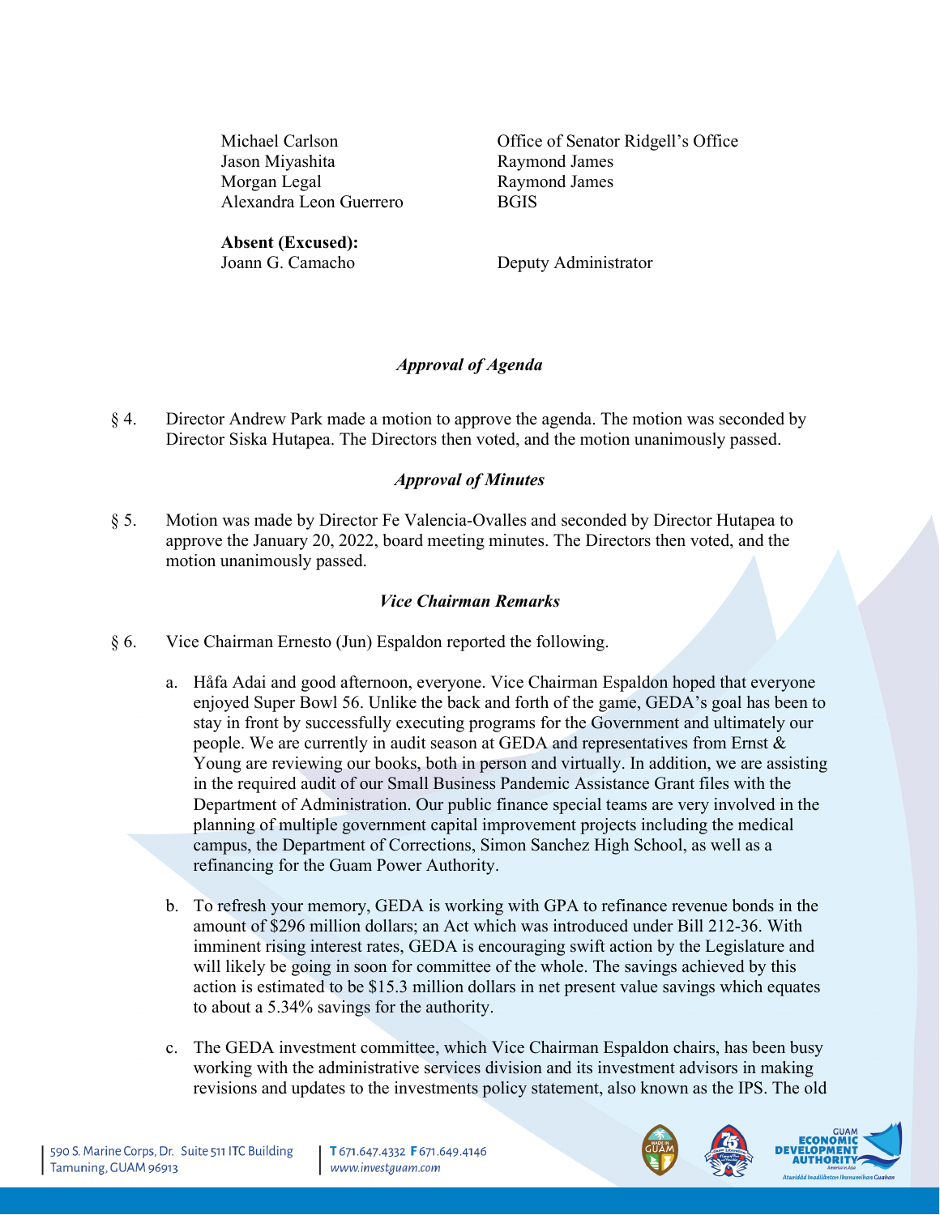| | |
|---|---|
| Michael Carlson | Office of Senator Ridgell's Office |
| Jason Miyashita | Raymond James |
| Morgan Legal | Raymond James |
| Alexandra Leon Guerrero | BGIS |

**Absent (Excused):**

| | |
|---|---|
| Joann G. Camacho | Deputy Administrator |

### *Approval of Agenda*

§ 4. Director Andrew Park made a motion to approve the agenda. The motion was seconded by Director Siska Hutapea. The Directors then voted, and the motion unanimously passed.

### *Approval of Minutes*

§ 5. Motion was made by Director Fe Valencia-Ovalles and seconded by Director Hutapea to approve the January 20, 2022, board meeting minutes. The Directors then voted, and the motion unanimously passed.

### *Vice Chairman Remarks*

§ 6. Vice Chairman Ernesto (Jun) Espaldon reported the following.

a. Håfa Adai and good afternoon, everyone. Vice Chairman Espaldon hoped that everyone enjoyed Super Bowl 56. Unlike the back and forth of the game, GEDA's goal has been to stay in front by successfully executing programs for the Government and ultimately our people. We are currently in audit season at GEDA and representatives from Ernst & Young are reviewing our books, both in person and virtually. In addition, we are assisting in the required audit of our Small Business Pandemic Assistance Grant files with the Department of Administration. Our public finance special teams are very involved in the planning of multiple government capital improvement projects including the medical campus, the Department of Corrections, Simon Sanchez High School, as well as a refinancing for the Guam Power Authority.

b. To refresh your memory, GEDA is working with GPA to refinance revenue bonds in the amount of $296 million dollars; an Act which was introduced under Bill 212-36. With imminent rising interest rates, GEDA is encouraging swift action by the Legislature and will likely be going in soon for committee of the whole. The savings achieved by this action is estimated to be $15.3 million dollars in net present value savings which equates to about a 5.34% savings for the authority.

c. The GEDA investment committee, which Vice Chairman Espaldon chairs, has been busy working with the administrative services division and its investment advisors in making revisions and updates to the investments policy statement, also known as the IPS. The old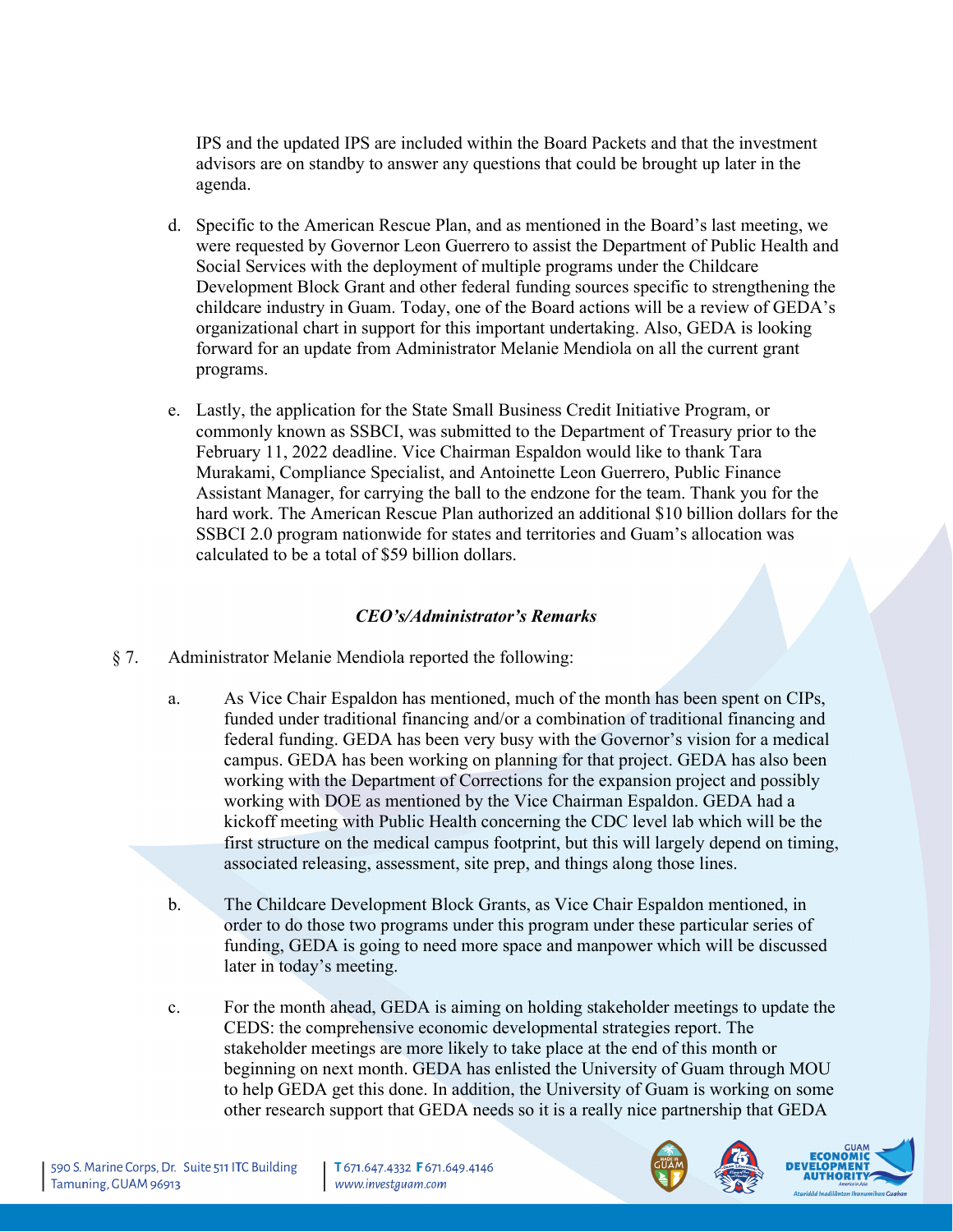IPS and the updated IPS are included within the Board Packets and that the investment advisors are on standby to answer any questions that could be brought up later in the agenda.

d. Specific to the American Rescue Plan, and as mentioned in the Board's last meeting, we were requested by Governor Leon Guerrero to assist the Department of Public Health and Social Services with the deployment of multiple programs under the Childcare Development Block Grant and other federal funding sources specific to strengthening the childcare industry in Guam. Today, one of the Board actions will be a review of GEDA's organizational chart in support for this important undertaking. Also, GEDA is looking forward for an update from Administrator Melanie Mendiola on all the current grant programs.

e. Lastly, the application for the State Small Business Credit Initiative Program, or commonly known as SSBCI, was submitted to the Department of Treasury prior to the February 11, 2022 deadline. Vice Chairman Espaldon would like to thank Tara Murakami, Compliance Specialist, and Antoinette Leon Guerrero, Public Finance Assistant Manager, for carrying the ball to the endzone for the team. Thank you for the hard work. The American Rescue Plan authorized an additional $10 billion dollars for the SSBCI 2.0 program nationwide for states and territories and Guam's allocation was calculated to be a total of $59 billion dollars.

***CEO's/Administrator's Remarks***

§ 7. Administrator Melanie Mendiola reported the following:

a. As Vice Chair Espaldon has mentioned, much of the month has been spent on CIPs, funded under traditional financing and/or a combination of traditional financing and federal funding. GEDA has been very busy with the Governor's vision for a medical campus. GEDA has been working on planning for that project. GEDA has also been working with the Department of Corrections for the expansion project and possibly working with DOE as mentioned by the Vice Chairman Espaldon. GEDA had a kickoff meeting with Public Health concerning the CDC level lab which will be the first structure on the medical campus footprint, but this will largely depend on timing, associated releasing, assessment, site prep, and things along those lines.

b. The Childcare Development Block Grants, as Vice Chair Espaldon mentioned, in order to do those two programs under this program under these particular series of funding, GEDA is going to need more space and manpower which will be discussed later in today's meeting.

c. For the month ahead, GEDA is aiming on holding stakeholder meetings to update the CEDS: the comprehensive economic developmental strategies report. The stakeholder meetings are more likely to take place at the end of this month or beginning on next month. GEDA has enlisted the University of Guam through MOU to help GEDA get this done. In addition, the University of Guam is working on some other research support that GEDA needs so it is a really nice partnership that GEDA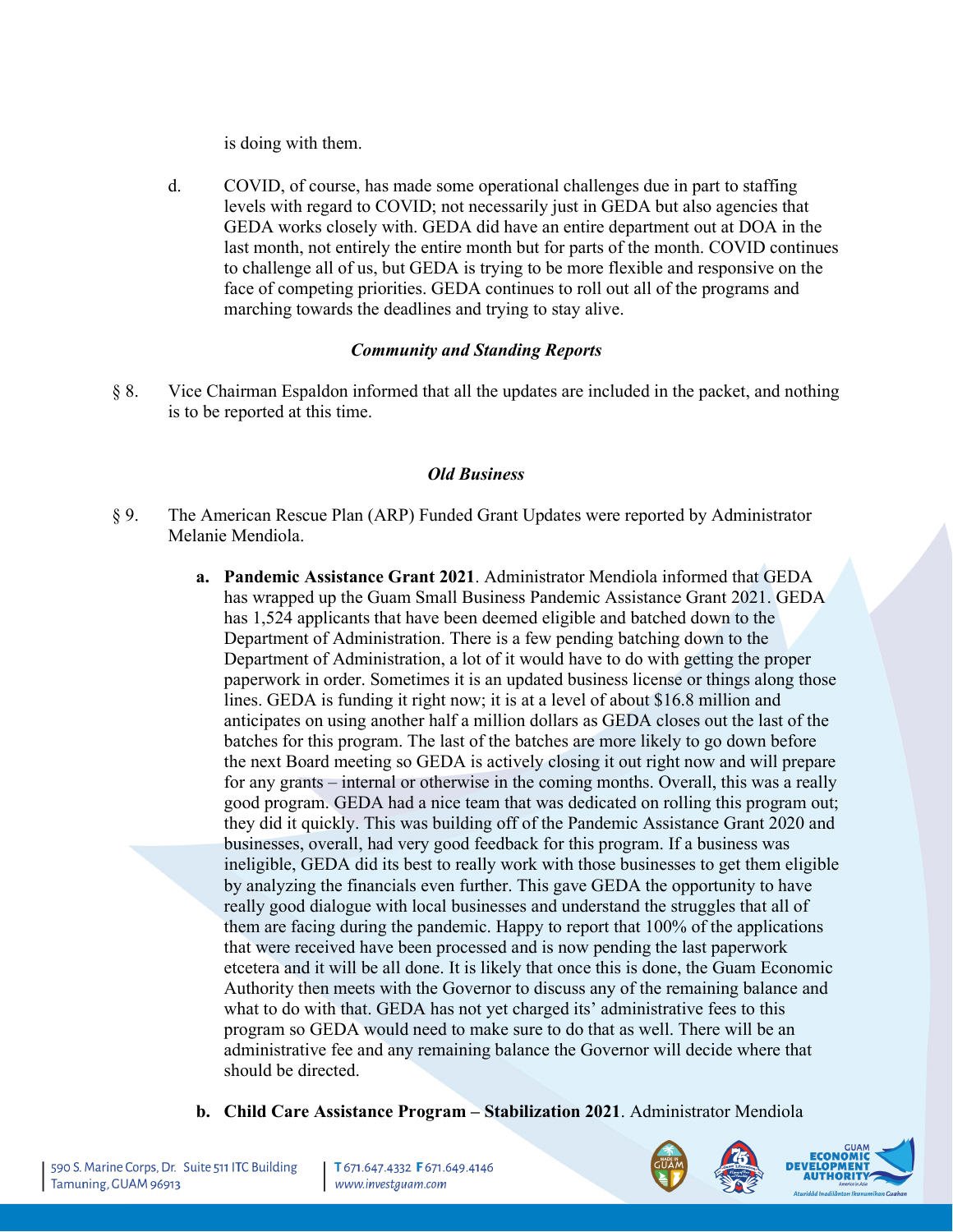is doing with them.

d. COVID, of course, has made some operational challenges due in part to staffing levels with regard to COVID; not necessarily just in GEDA but also agencies that GEDA works closely with. GEDA did have an entire department out at DOA in the last month, not entirely the entire month but for parts of the month. COVID continues to challenge all of us, but GEDA is trying to be more flexible and responsive on the face of competing priorities. GEDA continues to roll out all of the programs and marching towards the deadlines and trying to stay alive.

***Community and Standing Reports***

§ 8. Vice Chairman Espaldon informed that all the updates are included in the packet, and nothing is to be reported at this time.

***Old Business***

§ 9. The American Rescue Plan (ARP) Funded Grant Updates were reported by Administrator Melanie Mendiola.

**a. Pandemic Assistance Grant 2021**. Administrator Mendiola informed that GEDA has wrapped up the Guam Small Business Pandemic Assistance Grant 2021. GEDA has 1,524 applicants that have been deemed eligible and batched down to the Department of Administration. There is a few pending batching down to the Department of Administration, a lot of it would have to do with getting the proper paperwork in order. Sometimes it is an updated business license or things along those lines. GEDA is funding it right now; it is at a level of about $16.8 million and anticipates on using another half a million dollars as GEDA closes out the last of the batches for this program. The last of the batches are more likely to go down before the next Board meeting so GEDA is actively closing it out right now and will prepare for any grants – internal or otherwise in the coming months. Overall, this was a really good program. GEDA had a nice team that was dedicated on rolling this program out; they did it quickly. This was building off of the Pandemic Assistance Grant 2020 and businesses, overall, had very good feedback for this program. If a business was ineligible, GEDA did its best to really work with those businesses to get them eligible by analyzing the financials even further. This gave GEDA the opportunity to have really good dialogue with local businesses and understand the struggles that all of them are facing during the pandemic. Happy to report that 100% of the applications that were received have been processed and is now pending the last paperwork etcetera and it will be all done. It is likely that once this is done, the Guam Economic Authority then meets with the Governor to discuss any of the remaining balance and what to do with that. GEDA has not yet charged its' administrative fees to this program so GEDA would need to make sure to do that as well. There will be an administrative fee and any remaining balance the Governor will decide where that should be directed.

**b. Child Care Assistance Program – Stabilization 2021**. Administrator Mendiola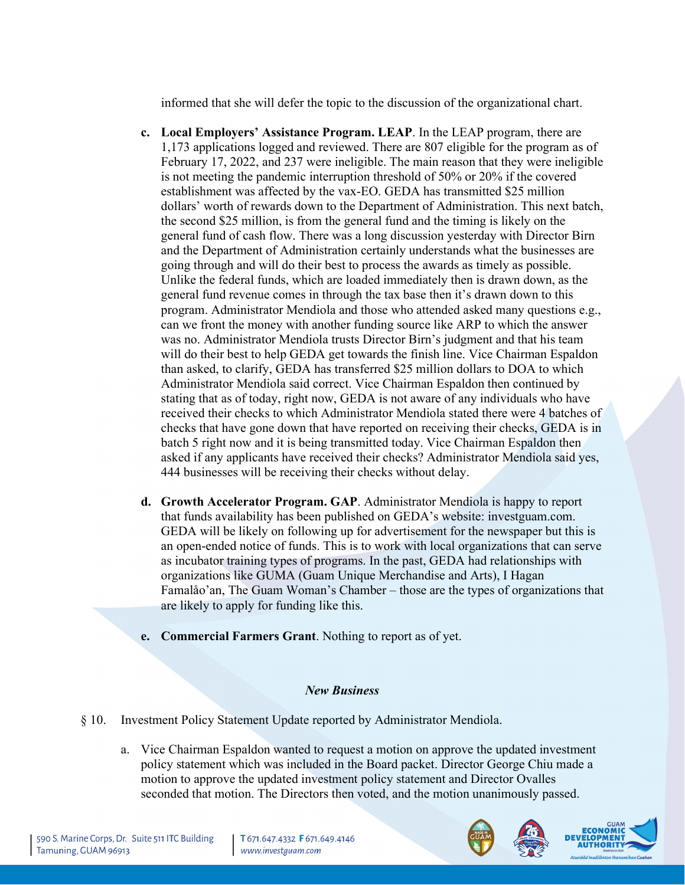informed that she will defer the topic to the discussion of the organizational chart.

c. **Local Employers' Assistance Program. LEAP**. In the LEAP program, there are 1,173 applications logged and reviewed. There are 807 eligible for the program as of February 17, 2022, and 237 were ineligible. The main reason that they were ineligible is not meeting the pandemic interruption threshold of 50% or 20% if the covered establishment was affected by the vax-EO. GEDA has transmitted $25 million dollars' worth of rewards down to the Department of Administration. This next batch, the second $25 million, is from the general fund and the timing is likely on the general fund of cash flow. There was a long discussion yesterday with Director Birn and the Department of Administration certainly understands what the businesses are going through and will do their best to process the awards as timely as possible. Unlike the federal funds, which are loaded immediately then is drawn down, as the general fund revenue comes in through the tax base then it's drawn down to this program. Administrator Mendiola and those who attended asked many questions e.g., can we front the money with another funding source like ARP to which the answer was no. Administrator Mendiola trusts Director Birn's judgment and that his team will do their best to help GEDA get towards the finish line. Vice Chairman Espaldon than asked, to clarify, GEDA has transferred $25 million dollars to DOA to which Administrator Mendiola said correct. Vice Chairman Espaldon then continued by stating that as of today, right now, GEDA is not aware of any individuals who have received their checks to which Administrator Mendiola stated there were 4 batches of checks that have gone down that have reported on receiving their checks, GEDA is in batch 5 right now and it is being transmitted today. Vice Chairman Espaldon then asked if any applicants have received their checks? Administrator Mendiola said yes, 444 businesses will be receiving their checks without delay.

d. **Growth Accelerator Program. GAP**. Administrator Mendiola is happy to report that funds availability has been published on GEDA's website: investguam.com. GEDA will be likely on following up for advertisement for the newspaper but this is an open-ended notice of funds. This is to work with local organizations that can serve as incubator training types of programs. In the past, GEDA had relationships with organizations like GUMA (Guam Unique Merchandise and Arts), I Hagan Famalåo'an, The Guam Woman's Chamber – those are the types of organizations that are likely to apply for funding like this.

e. **Commercial Farmers Grant**. Nothing to report as of yet.

***New Business***

§ 10. Investment Policy Statement Update reported by Administrator Mendiola.

a. Vice Chairman Espaldon wanted to request a motion on approve the updated investment policy statement which was included in the Board packet. Director George Chiu made a motion to approve the updated investment policy statement and Director Ovalles seconded that motion. The Directors then voted, and the motion unanimously passed.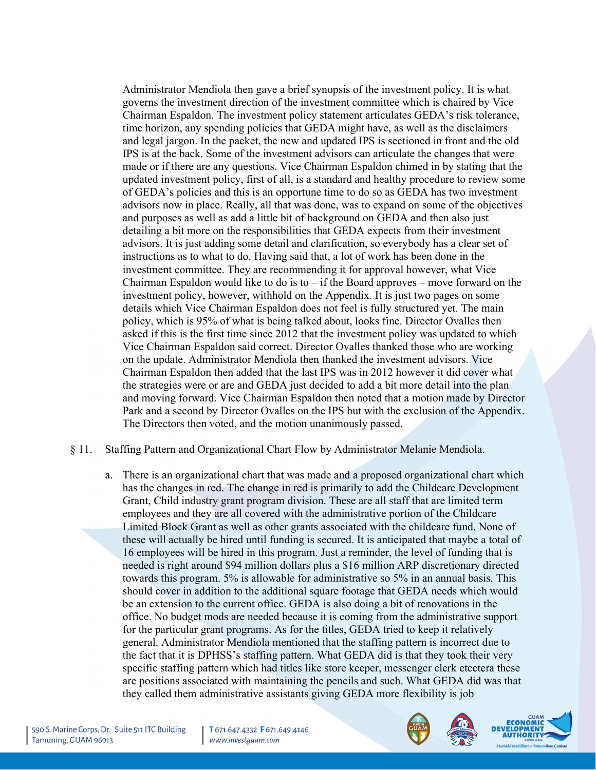Administrator Mendiola then gave a brief synopsis of the investment policy. It is what governs the investment direction of the investment committee which is chaired by Vice Chairman Espaldon. The investment policy statement articulates GEDA's risk tolerance, time horizon, any spending policies that GEDA might have, as well as the disclaimers and legal jargon. In the packet, the new and updated IPS is sectioned in front and the old IPS is at the back. Some of the investment advisors can articulate the changes that were made or if there are any questions. Vice Chairman Espaldon chimed in by stating that the updated investment policy, first of all, is a standard and healthy procedure to review some of GEDA's policies and this is an opportune time to do so as GEDA has two investment advisors now in place. Really, all that was done, was to expand on some of the objectives and purposes as well as add a little bit of background on GEDA and then also just detailing a bit more on the responsibilities that GEDA expects from their investment advisors. It is just adding some detail and clarification, so everybody has a clear set of instructions as to what to do. Having said that, a lot of work has been done in the investment committee. They are recommending it for approval however, what Vice Chairman Espaldon would like to do is to – if the Board approves – move forward on the investment policy, however, withhold on the Appendix. It is just two pages on some details which Vice Chairman Espaldon does not feel is fully structured yet. The main policy, which is 95% of what is being talked about, looks fine. Director Ovalles then asked if this is the first time since 2012 that the investment policy was updated to which Vice Chairman Espaldon said correct. Director Ovalles thanked those who are working on the update. Administrator Mendiola then thanked the investment advisors. Vice Chairman Espaldon then added that the last IPS was in 2012 however it did cover what the strategies were or are and GEDA just decided to add a bit more detail into the plan and moving forward. Vice Chairman Espaldon then noted that a motion made by Director Park and a second by Director Ovalles on the IPS but with the exclusion of the Appendix. The Directors then voted, and the motion unanimously passed.

§ 11. Staffing Pattern and Organizational Chart Flow by Administrator Melanie Mendiola.

a. There is an organizational chart that was made and a proposed organizational chart which has the changes in red. The change in red is primarily to add the Childcare Development Grant, Child industry grant program division. These are all staff that are limited term employees and they are all covered with the administrative portion of the Childcare Limited Block Grant as well as other grants associated with the childcare fund. None of these will actually be hired until funding is secured. It is anticipated that maybe a total of 16 employees will be hired in this program. Just a reminder, the level of funding that is needed is right around $94 million dollars plus a $16 million ARP discretionary directed towards this program. 5% is allowable for administrative so 5% in an annual basis. This should cover in addition to the additional square footage that GEDA needs which would be an extension to the current office. GEDA is also doing a bit of renovations in the office. No budget mods are needed because it is coming from the administrative support for the particular grant programs. As for the titles, GEDA tried to keep it relatively general. Administrator Mendiola mentioned that the staffing pattern is incorrect due to the fact that it is DPHSS's staffing pattern. What GEDA did is that they took their very specific staffing pattern which had titles like store keeper, messenger clerk etcetera these are positions associated with maintaining the pencils and such. What GEDA did was that they called them administrative assistants giving GEDA more flexibility is job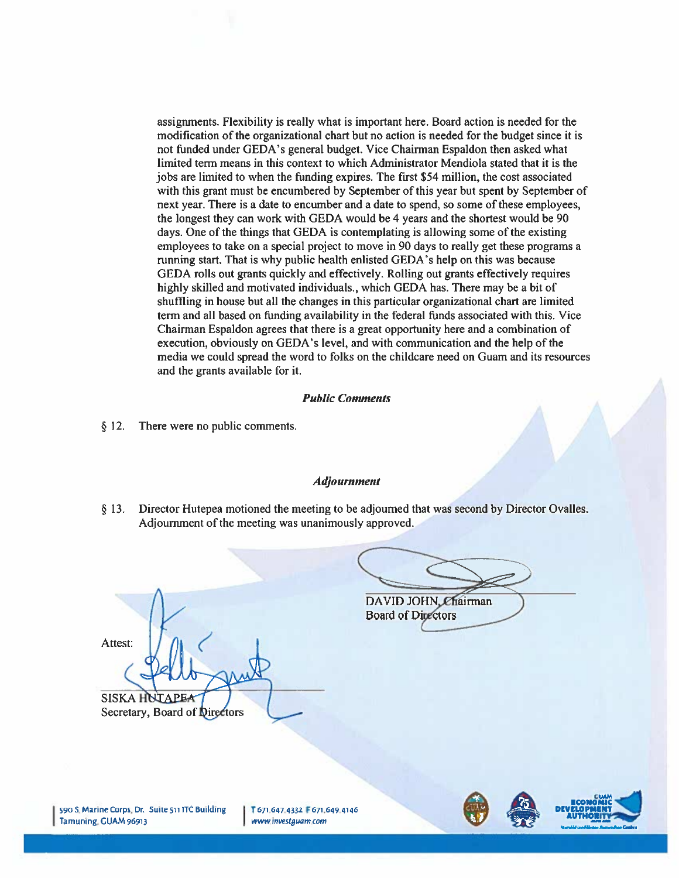assignments. Flexibility is really what is important here. Board action is needed for the modification of the organizational chart but no action is needed for the budget since it is not funded under GEDA's general budget. Vice Chairman Espaldon then asked what limited term means in this context to which Administrator Mendiola stated that it is the jobs are limited to when the funding expires. The first $54 million, the cost associated with this grant must be encumbered by September of this year but spent by September of next year. There is a date to encumber and a date to spend, so some of these employees, the longest they can work with GEDA would be 4 years and the shortest would be 90 days. One of the things that GEDA is contemplating is allowing some of the existing employees to take on a special project to move in 90 days to really get these programs a running start. That is why public health enlisted GEDA's help on this was because GEDA rolls out grants quickly and effectively. Rolling out grants effectively requires highly skilled and motivated individuals., which GEDA has. There may be a bit of shuffling in house but all the changes in this particular organizational chart are limited term and all based on funding availability in the federal funds associated with this. Vice Chairman Espaldon agrees that there is a great opportunity here and a combination of execution, obviously on GEDA's level, and with communication and the help of the media we could spread the word to folks on the childcare need on Guam and its resources and the grants available for it.

### *Public Comments*

§ 12. There were no public comments.

### *Adjournment*

§ 13. Director Hutepea motioned the meeting to be adjourned that was second by Director Ovalles. Adjournment of the meeting was unanimously approved.

DAVID JOHN, Chairman
Board of Directors

Attest:

SISKA HUTAPEA
Secretary, Board of Directors